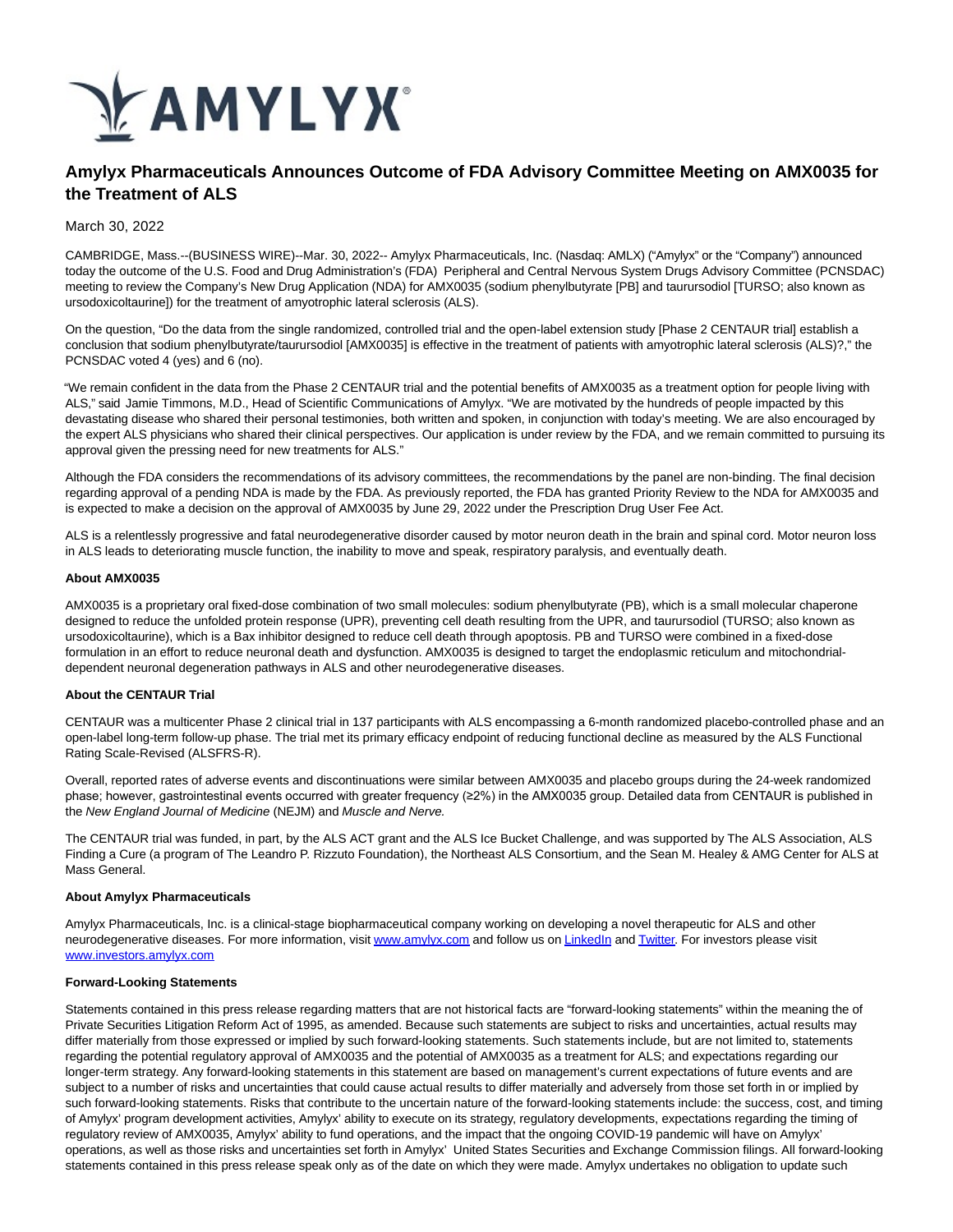# Amylyx Pharmaceuticals Announces Outcome of FDA Advisory Committee Meeting on AMX0035 for the Treatment of ALS

March 30, 2022

CAMBRIDGE, Mass.--(BUSINESS WIRE)--Mar. 30, 2022-- Amylyx Pharmaceuticals, Inc. (Nasdaq: AMLX) ("Amylyx" or the "Company") announced today the outcome of the U.S. Food and Drug Administration's (FDA) Peripheral and Central Nervous System Drugs Advisory Committee (PCNSDAC) meeting to review the Company's New Drug Application (NDA) for AMX0035 (sodium phenylbutyrate [PB] and taurursodiol [TURSO; also known as ursodoxicoltaurine]) for the treatment of amyotrophic lateral sclerosis (ALS).

On the question, "Do the data from the single randomized, controlled trial and the open-label extension study [Phase 2 CENTAUR trial] establish a conclusion that sodium phenylbutyrate/taurursodiol [AMX0035] is effective in the treatment of patients with amyotrophic lateral sclerosis (ALS)?," the PCNSDAC voted 4 (yes) and 6 (no).

"We remain confident in the data from the Phase 2 CENTAUR trial and the potential benefits of AMX0035 as a treatment option for people living with ALS," said Jamie Timmons, M.D., Head of Scientific Communications of Amylyx. "We are motivated by the hundreds of people impacted by this devastating disease who shared their personal testimonies, both written and spoken, in conjunction with today's meeting. We are also encouraged by the expert ALS physicians who shared their clinical perspectives. Our application is under review by the FDA, and we remain committed to pursuing its approval given the pressing need for new treatments for ALS."

Although the FDA considers the recommendations of its advisory committees, the recommendations by the panel are non-binding. The final decision regarding approval of a pending NDA is made by the FDA. As previously reported, the FDA has granted Priority Review to the NDA for AMX0035 and is expected to make a decision on the approval of AMX0035 by June 29, 2022 under the Prescription Drug User Fee Act.

ALS is a relentlessly progressive and fatal neurodegenerative disorder caused by motor neuron death in the brain and spinal cord. Motor neuron loss in ALS leads to deteriorating muscle function, the inability to move and speak, respiratory paralysis, and eventually death.

**About AMX0035**

AMX0035 is a proprietary oral fixed-dose combination of two small molecules: sodium phenylbutyrate (PB), which is a small molecular chaperone designed to reduce the unfolded protein response (UPR), preventing cell death resulting from the UPR, and taurursodiol (TURSO; also known as ursodoxicoltaurine), which is a Bax inhibitor designed to reduce cell death through apoptosis. PB and TURSO were combined in a fixed-dose formulation in an effort to reduce neuronal death and dysfunction. AMX0035 is designed to target the endoplasmic reticulum and mitochondrial-dependent neuronal degeneration pathways in ALS and other neurodegenerative diseases.

**About the CENTAUR Trial**

CENTAUR was a multicenter Phase 2 clinical trial in 137 participants with ALS encompassing a 6-month randomized placebo-controlled phase and an open-label long-term follow-up phase. The trial met its primary efficacy endpoint of reducing functional decline as measured by the ALS Functional Rating Scale-Revised (ALSFRS-R).

Overall, reported rates of adverse events and discontinuations were similar between AMX0035 and placebo groups during the 24-week randomized phase; however, gastrointestinal events occurred with greater frequency (≥2%) in the AMX0035 group. Detailed data from CENTAUR is published in the *New England Journal of Medicine* (NEJM) and *Muscle and Nerve.*

The CENTAUR trial was funded, in part, by the ALS ACT grant and the ALS Ice Bucket Challenge, and was supported by The ALS Association, ALS Finding a Cure (a program of The Leandro P. Rizzuto Foundation), the Northeast ALS Consortium, and the Sean M. Healey & AMG Center for ALS at Mass General.

**About Amylyx Pharmaceuticals**

Amylyx Pharmaceuticals, Inc. is a clinical-stage biopharmaceutical company working on developing a novel therapeutic for ALS and other neurodegenerative diseases. For more information, visit www.amylyx.com and follow us on LinkedIn and Twitter. For investors please visit www.investors.amylyx.com

**Forward-Looking Statements**

Statements contained in this press release regarding matters that are not historical facts are "forward-looking statements" within the meaning the of Private Securities Litigation Reform Act of 1995, as amended. Because such statements are subject to risks and uncertainties, actual results may differ materially from those expressed or implied by such forward-looking statements. Such statements include, but are not limited to, statements regarding the potential regulatory approval of AMX0035 and the potential of AMX0035 as a treatment for ALS; and expectations regarding our longer-term strategy. Any forward-looking statements in this statement are based on management's current expectations of future events and are subject to a number of risks and uncertainties that could cause actual results to differ materially and adversely from those set forth in or implied by such forward-looking statements. Risks that contribute to the uncertain nature of the forward-looking statements include: the success, cost, and timing of Amylyx' program development activities, Amylyx' ability to execute on its strategy, regulatory developments, expectations regarding the timing of regulatory review of AMX0035, Amylyx' ability to fund operations, and the impact that the ongoing COVID-19 pandemic will have on Amylyx' operations, as well as those risks and uncertainties set forth in Amylyx' United States Securities and Exchange Commission filings. All forward-looking statements contained in this press release speak only as of the date on which they were made. Amylyx undertakes no obligation to update such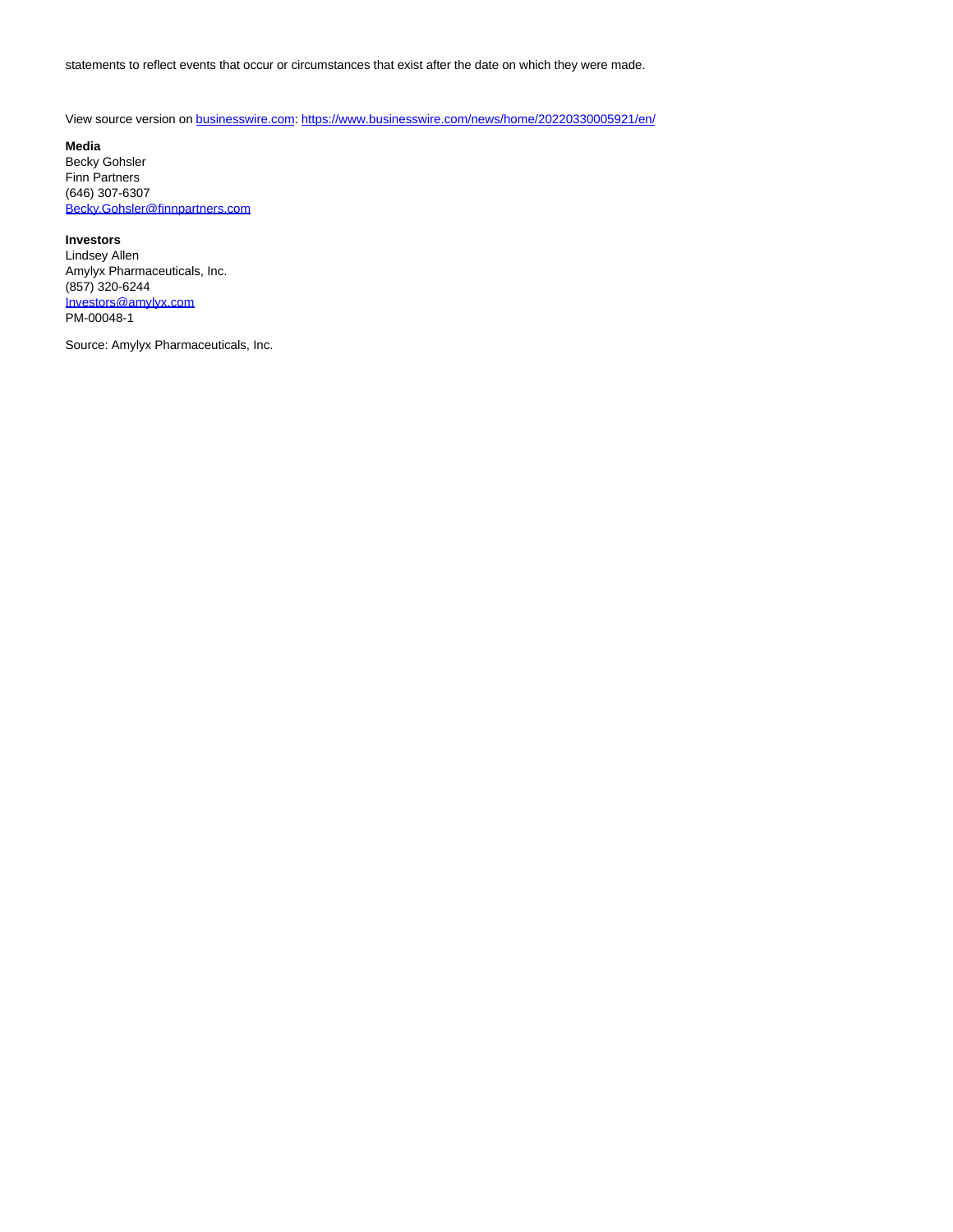statements to reflect events that occur or circumstances that exist after the date on which they were made.

View source version on businesswire.com: https://www.businesswire.com/news/home/20220330005921/en/

**Media**
Becky Gohsler
Finn Partners
(646) 307-6307
Becky.Gohsler@finnpartners.com

**Investors**
Lindsey Allen
Amylyx Pharmaceuticals, Inc.
(857) 320-6244
Investors@amylyx.com
PM-00048-1

Source: Amylyx Pharmaceuticals, Inc.